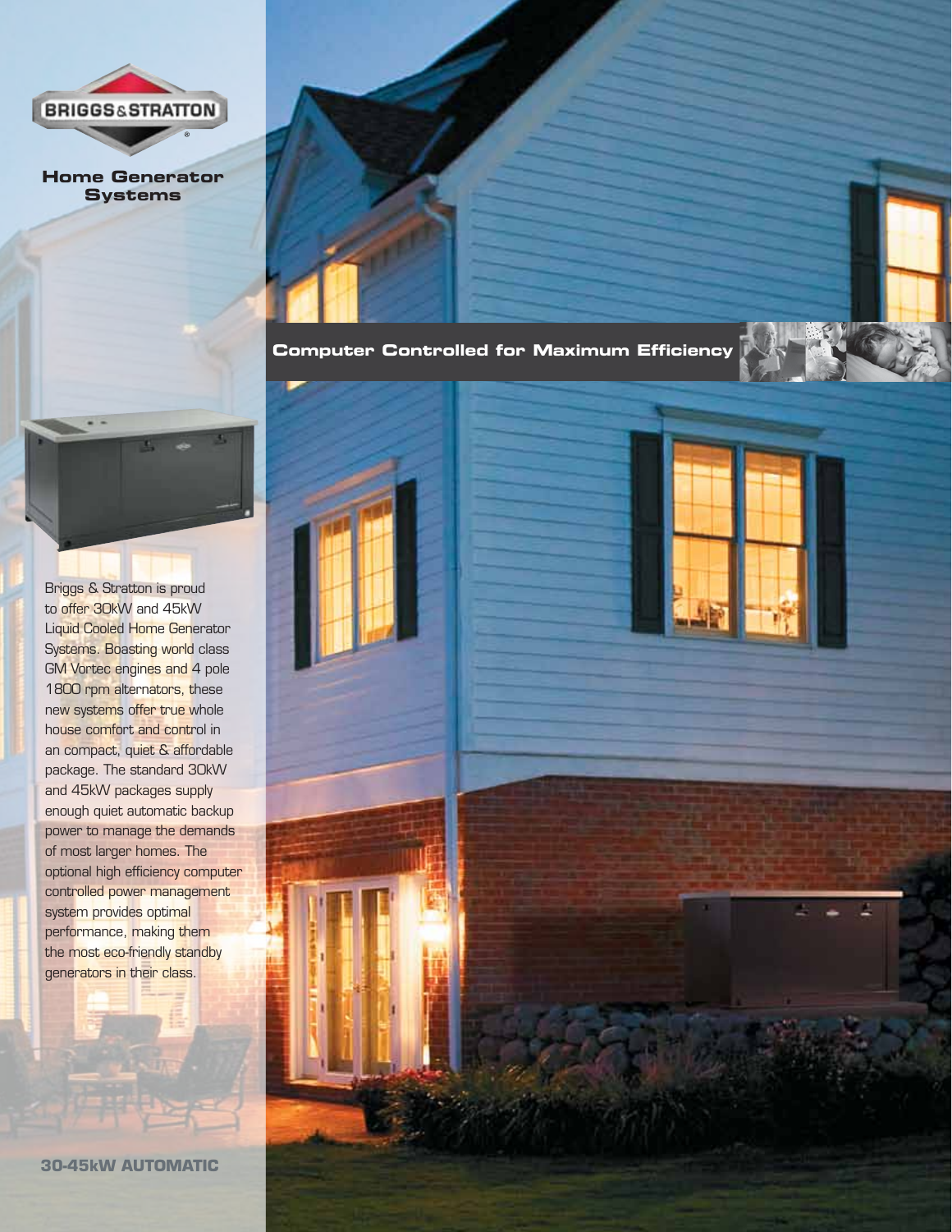BRIGGS & STRATTON

# Home Generator Systems

## Computer Controlled for Maximum Efficiency

Briggs & Stratton is proud to offer 30kW and 45kW Liquid Cooled Home Generator Systems. Boasting world class GM Vortec engines and 4 pole 1800 rpm alternators, these new systems offer true whole house comfort and control in an compact, quiet & affordable package. The standard 30kW and 45kW packages supply enough quiet automatic backup power to manage the demands of most larger homes. The optional high efficiency computer controlled power management system provides optimal performance, making them the most eco-friendly standby generators in their class.

**30-45kW AUTOMATIC**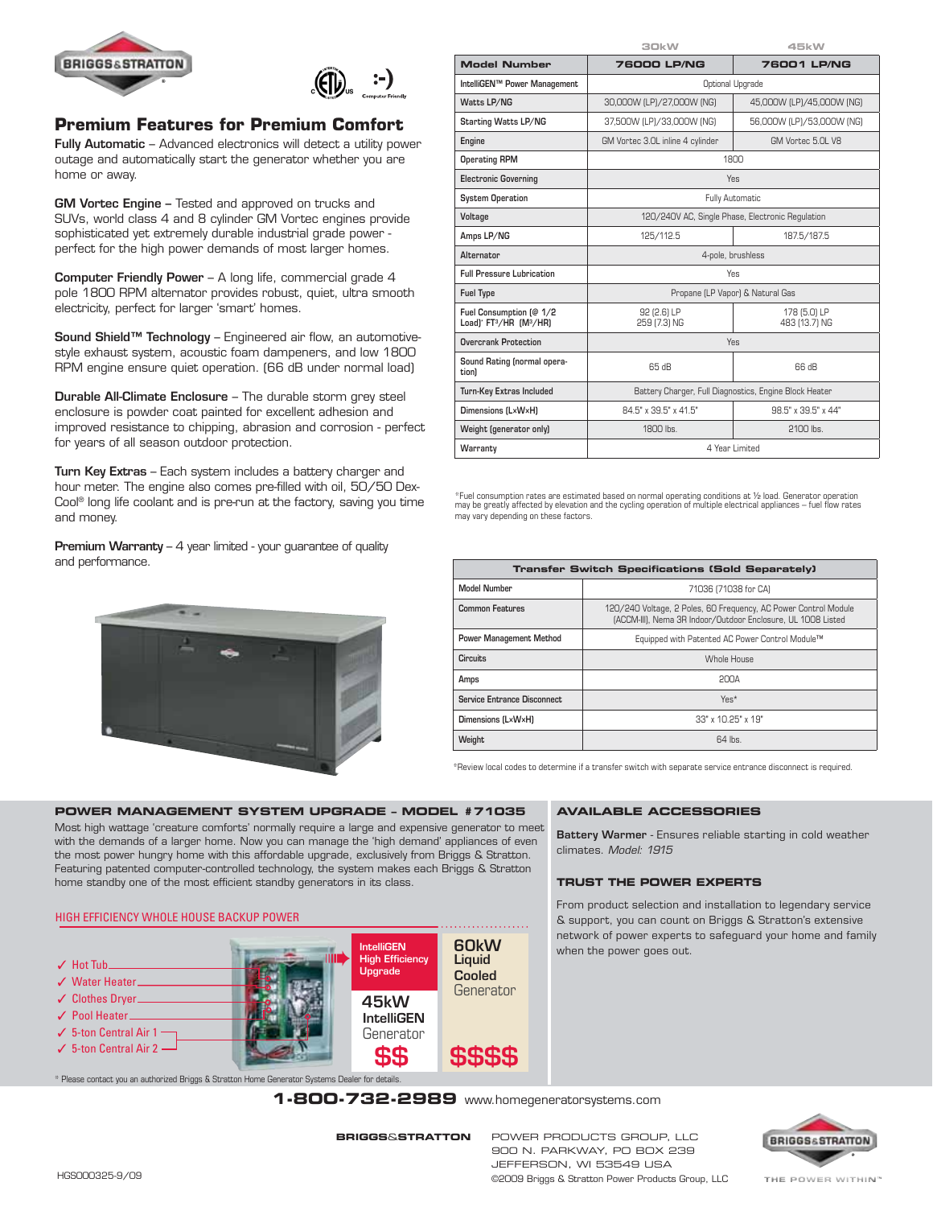## Premium Features for Premium Comfort

**Fully Automatic** – Advanced electronics will detect a utility power outage and automatically start the generator whether you are home or away.

**GM Vortec Engine –** Tested and approved on trucks and SUVs, world class 4 and 8 cylinder GM Vortec engines provide sophisticated yet extremely durable industrial grade power - perfect for the high power demands of most larger homes.

**Computer Friendly Power** – A long life, commercial grade 4 pole 1800 RPM alternator provides robust, quiet, ultra smooth electricity, perfect for larger 'smart' homes.

**Sound Shield™ Technology** – Engineered air flow, an automotive-style exhaust system, acoustic foam dampeners, and low 1800 RPM engine ensure quiet operation. (66 dB under normal load)

**Durable All-Climate Enclosure** – The durable storm grey steel enclosure is powder coat painted for excellent adhesion and improved resistance to chipping, abrasion and corrosion - perfect for years of all season outdoor protection.

**Turn Key Extras** – Each system includes a battery charger and hour meter. The engine also comes pre-filled with oil, 50/50 Dex-Cool® long life coolant and is pre-run at the factory, saving you time and money.

**Premium Warranty** – 4 year limited - your guarantee of quality and performance.

| | 30kW | 45kW |
|---|---|---|
| **Model Number** | **76000 LP/NG** | **76001 LP/NG** |
| IntelliGEN™ Power Management | Optional Upgrade | |
| Watts LP/NG | 30,000W (LP)/27,000W (NG) | 45,000W (LP)/45,000W (NG) |
| Starting Watts LP/NG | 37,500W (LP)/33,000W (NG) | 56,000W (LP)/53,000W (NG) |
| Engine | GM Vortec 3.0L inline 4 cylinder | GM Vortec 5.0L V8 |
| Operating RPM | 1800 | |
| Electronic Governing | Yes | |
| System Operation | Fully Automatic | |
| Voltage | 120/240V AC, Single Phase, Electronic Regulation | |
| Amps LP/NG | 125/112.5 | 187.5/187.5 |
| Alternator | 4-pole, brushless | |
| Full Pressure Lubrication | Yes | |
| Fuel Type | Propane (LP Vapor) & Natural Gas | |
| Fuel Consumption (@ 1/2 Load)* FT³/HR (M³/HR) | 92 (2.6) LP<br>259 (7.3) NG | 178 (5.0) LP<br>483 (13.7) NG |
| Overcrank Protection | Yes | |
| Sound Rating (normal operation) | 65 dB | 66 dB |
| Turn-Key Extras Included | Battery Charger, Full Diagnostics, Engine Block Heater | |
| Dimensions (L×W×H) | 84.5" x 39.5" x 41.5" | 98.5" x 39.5" x 44" |
| Weight (generator only) | 1800 lbs. | 2100 lbs. |
| Warranty | 4 Year Limited | |

*Fuel consumption rates are estimated based on normal operating conditions at ½ load. Generator operation may be greatly affected by elevation and the cycling operation of multiple electrical appliances – fuel flow rates may vary depending on these factors.

| Transfer Switch Specifications (Sold Separately) | |
|---|---|
| Model Number | 71036 (71038 for CA) |
| Common Features | 120/240 Voltage, 2 Poles, 60 Frequency, AC Power Control Module (ACCM-III), Nema 3R Indoor/Outdoor Enclosure, UL 1008 Listed |
| Power Management Method | Equipped with Patented AC Power Control Module™ |
| Circuits | Whole House |
| Amps | 200A |
| Service Entrance Disconnect | Yes* |
| Dimensions (L×W×H) | 33" x 10.25" x 19" |
| Weight | 64 lbs. |

*Review local codes to determine if a transfer switch with separate service entrance disconnect is required.

### POWER MANAGEMENT SYSTEM UPGRADE – MODEL #71035

Most high wattage 'creature comforts' normally require a large and expensive generator to meet with the demands of a larger home. Now you can manage the 'high demand' appliances of even the most power hungry home with this affordable upgrade, exclusively from Briggs & Stratton. Featuring patented computer-controlled technology, the system makes each Briggs & Stratton home standby one of the most efficient standby generators in its class.

HIGH EFFICIENCY WHOLE HOUSE BACKUP POWER

- ✓ Hot Tub
- ✓ Water Heater
- ✓ Clothes Dryer
- ✓ Pool Heater
- ✓ 5-ton Central Air 1
- ✓ 5-ton Central Air 2

IntelliGEN High Efficiency Upgrade

45kW IntelliGEN Generator $$

60kW Liquid Cooled Generator $$$$

* Please contact you an authorized Briggs & Stratton Home Generator Systems Dealer for details.

### AVAILABLE ACCESSORIES

**Battery Warmer** - Ensures reliable starting in cold weather climates. *Model: 1915*

### TRUST THE POWER EXPERTS

From product selection and installation to legendary service & support, you can count on Briggs & Stratton's extensive network of power experts to safeguard your home and family when the power goes out.

**1-800-732-2989** www.homegeneratorsystems.com

**BRIGGS&STRATTON**

POWER PRODUCTS GROUP, LLC
900 N. PARKWAY, PO BOX 239
JEFFERSON, WI 53549 USA
©2009 Briggs & Stratton Power Products Group, LLC

THE POWER WITHIN™

HGS000325-9/09